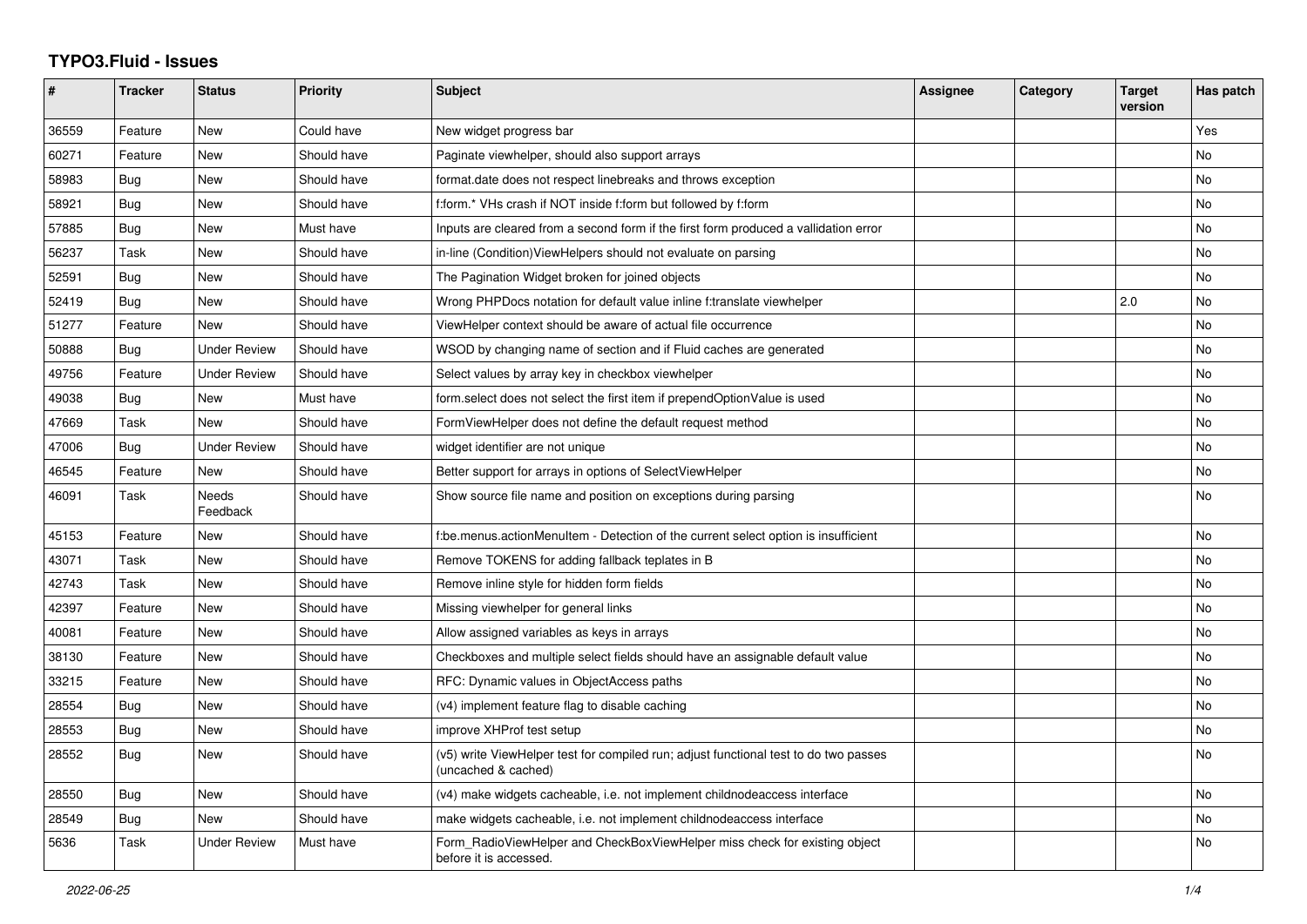# TYPO3.Fluid - Issues

| # | Tracker | Status | Priority | Subject | Assignee | Category | Target version | Has patch |
|---|---|---|---|---|---|---|---|---|
| 36559 | Feature | New | Could have | New widget progress bar | | | | Yes |
| 60271 | Feature | New | Should have | Paginate viewhelper, should also support arrays | | | | No |
| 58983 | Bug | New | Should have | format.date does not respect linebreaks and throws exception | | | | No |
| 58921 | Bug | New | Should have | f:form.* VHs crash if NOT inside f:form but followed by f:form | | | | No |
| 57885 | Bug | New | Must have | Inputs are cleared from a second form if the first form produced a vallidation error | | | | No |
| 56237 | Task | New | Should have | in-line (Condition)ViewHelpers should not evaluate on parsing | | | | No |
| 52591 | Bug | New | Should have | The Pagination Widget broken for joined objects | | | | No |
| 52419 | Bug | New | Should have | Wrong PHPDocs notation for default value inline f:translate viewhelper | | | 2.0 | No |
| 51277 | Feature | New | Should have | ViewHelper context should be aware of actual file occurrence | | | | No |
| 50888 | Bug | Under Review | Should have | WSOD by changing name of section and if Fluid caches are generated | | | | No |
| 49756 | Feature | Under Review | Should have | Select values by array key in checkbox viewhelper | | | | No |
| 49038 | Bug | New | Must have | form.select does not select the first item if prependOptionValue is used | | | | No |
| 47669 | Task | New | Should have | FormViewHelper does not define the default request method | | | | No |
| 47006 | Bug | Under Review | Should have | widget identifier are not unique | | | | No |
| 46545 | Feature | New | Should have | Better support for arrays in options of SelectViewHelper | | | | No |
| 46091 | Task | Needs Feedback | Should have | Show source file name and position on exceptions during parsing | | | | No |
| 45153 | Feature | New | Should have | f:be.menus.actionMenuItem - Detection of the current select option is insufficient | | | | No |
| 43071 | Task | New | Should have | Remove TOKENS for adding fallback teplates in B | | | | No |
| 42743 | Task | New | Should have | Remove inline style for hidden form fields | | | | No |
| 42397 | Feature | New | Should have | Missing viewhelper for general links | | | | No |
| 40081 | Feature | New | Should have | Allow assigned variables as keys in arrays | | | | No |
| 38130 | Feature | New | Should have | Checkboxes and multiple select fields should have an assignable default value | | | | No |
| 33215 | Feature | New | Should have | RFC: Dynamic values in ObjectAccess paths | | | | No |
| 28554 | Bug | New | Should have | (v4) implement feature flag to disable caching | | | | No |
| 28553 | Bug | New | Should have | improve XHProf test setup | | | | No |
| 28552 | Bug | New | Should have | (v5) write ViewHelper test for compiled run; adjust functional test to do two passes (uncached & cached) | | | | No |
| 28550 | Bug | New | Should have | (v4) make widgets cacheable, i.e. not implement childnodeaccess interface | | | | No |
| 28549 | Bug | New | Should have | make widgets cacheable, i.e. not implement childnodeaccess interface | | | | No |
| 5636 | Task | Under Review | Must have | Form_RadioViewHelper and CheckBoxViewHelper miss check for existing object before it is accessed. | | | | No |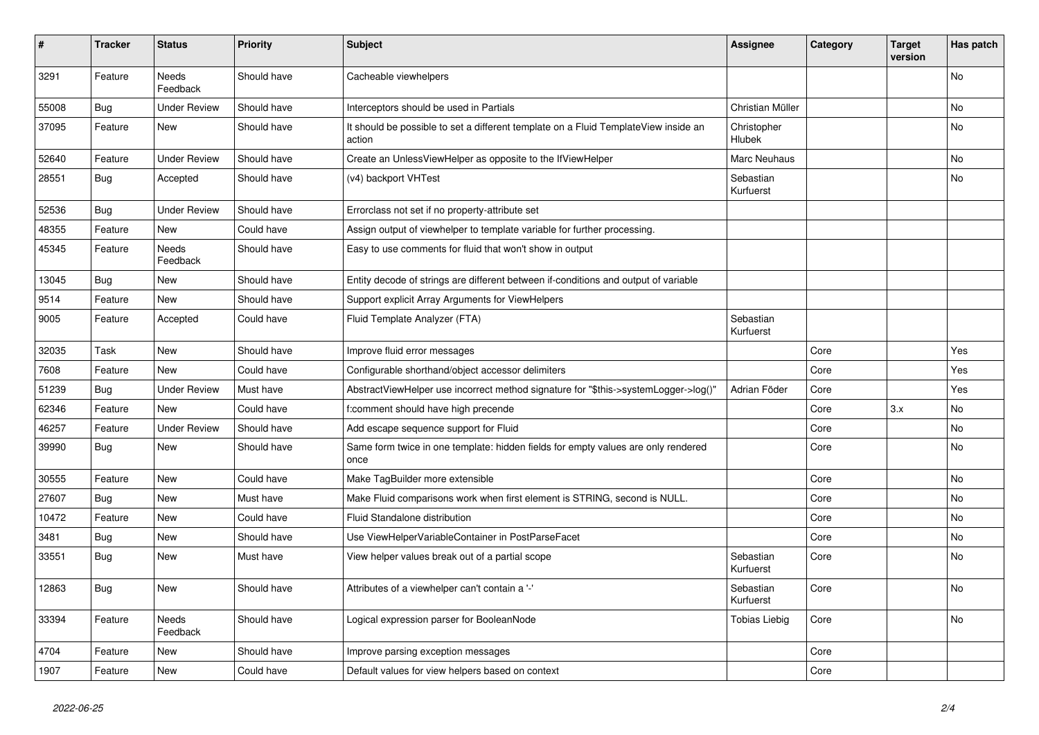| # | Tracker | Status | Priority | Subject | Assignee | Category | Target version | Has patch |
|---|---|---|---|---|---|---|---|---|
| 3291 | Feature | Needs Feedback | Should have | Cacheable viewhelpers | | | | No |
| 55008 | Bug | Under Review | Should have | Interceptors should be used in Partials | Christian Müller | | | No |
| 37095 | Feature | New | Should have | It should be possible to set a different template on a Fluid TemplateView inside an action | Christopher Hlubek | | | No |
| 52640 | Feature | Under Review | Should have | Create an UnlessViewHelper as opposite to the IfViewHelper | Marc Neuhaus | | | No |
| 28551 | Bug | Accepted | Should have | (v4) backport VHTest | Sebastian Kurfuerst | | | No |
| 52536 | Bug | Under Review | Should have | Errorclass not set if no property-attribute set | | | | |
| 48355 | Feature | New | Could have | Assign output of viewhelper to template variable for further processing. | | | | |
| 45345 | Feature | Needs Feedback | Should have | Easy to use comments for fluid that won't show in output | | | | |
| 13045 | Bug | New | Should have | Entity decode of strings are different between if-conditions and output of variable | | | | |
| 9514 | Feature | New | Should have | Support explicit Array Arguments for ViewHelpers | | | | |
| 9005 | Feature | Accepted | Could have | Fluid Template Analyzer (FTA) | Sebastian Kurfuerst | | | |
| 32035 | Task | New | Should have | Improve fluid error messages | | Core | | Yes |
| 7608 | Feature | New | Could have | Configurable shorthand/object accessor delimiters | | Core | | Yes |
| 51239 | Bug | Under Review | Must have | AbstractViewHelper use incorrect method signature for "$this->systemLogger->log()" | Adrian Föder | Core | | Yes |
| 62346 | Feature | New | Could have | f:comment should have high precende | | Core | 3.x | No |
| 46257 | Feature | Under Review | Should have | Add escape sequence support for Fluid | | Core | | No |
| 39990 | Bug | New | Should have | Same form twice in one template: hidden fields for empty values are only rendered once | | Core | | No |
| 30555 | Feature | New | Could have | Make TagBuilder more extensible | | Core | | No |
| 27607 | Bug | New | Must have | Make Fluid comparisons work when first element is STRING, second is NULL. | | Core | | No |
| 10472 | Feature | New | Could have | Fluid Standalone distribution | | Core | | No |
| 3481 | Bug | New | Should have | Use ViewHelperVariableContainer in PostParseFacet | | Core | | No |
| 33551 | Bug | New | Must have | View helper values break out of a partial scope | Sebastian Kurfuerst | Core | | No |
| 12863 | Bug | New | Should have | Attributes of a viewhelper can't contain a '-' | Sebastian Kurfuerst | Core | | No |
| 33394 | Feature | Needs Feedback | Should have | Logical expression parser for BooleanNode | Tobias Liebig | Core | | No |
| 4704 | Feature | New | Should have | Improve parsing exception messages | | Core | | |
| 1907 | Feature | New | Could have | Default values for view helpers based on context | | Core | | |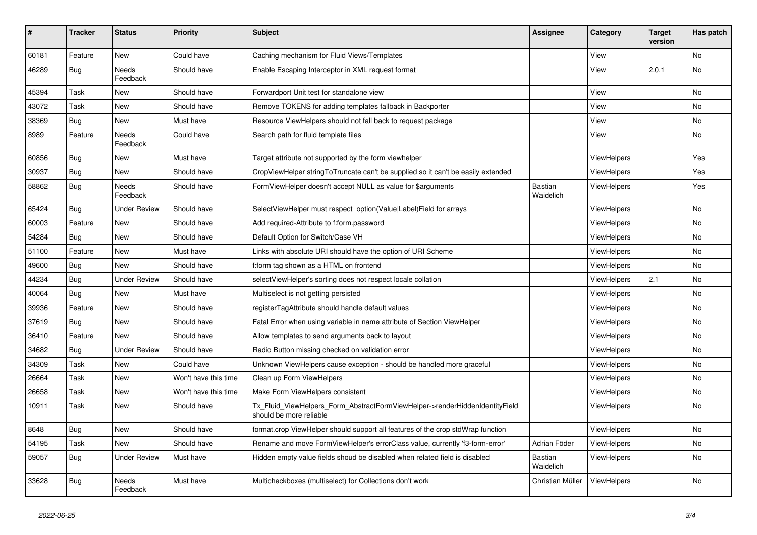| # | Tracker | Status | Priority | Subject | Assignee | Category | Target version | Has patch |
|---|---|---|---|---|---|---|---|---|
| 60181 | Feature | New | Could have | Caching mechanism for Fluid Views/Templates | | View | | No |
| 46289 | Bug | Needs Feedback | Should have | Enable Escaping Interceptor in XML request format | | View | 2.0.1 | No |
| 45394 | Task | New | Should have | Forwardport Unit test for standalone view | | View | | No |
| 43072 | Task | New | Should have | Remove TOKENS for adding templates fallback in Backporter | | View | | No |
| 38369 | Bug | New | Must have | Resource ViewHelpers should not fall back to request package | | View | | No |
| 8989 | Feature | Needs Feedback | Could have | Search path for fluid template files | | View | | No |
| 60856 | Bug | New | Must have | Target attribute not supported by the form viewhelper | | ViewHelpers | | Yes |
| 30937 | Bug | New | Should have | CropViewHelper stringToTruncate can't be supplied so it can't be easily extended | | ViewHelpers | | Yes |
| 58862 | Bug | Needs Feedback | Should have | FormViewHelper doesn't accept NULL as value for $arguments | Bastian Waidelich | ViewHelpers | | Yes |
| 65424 | Bug | Under Review | Should have | SelectViewHelper must respect option(Value\|Label)Field for arrays | | ViewHelpers | | No |
| 60003 | Feature | New | Should have | Add required-Attribute to f:form.password | | ViewHelpers | | No |
| 54284 | Bug | New | Should have | Default Option for Switch/Case VH | | ViewHelpers | | No |
| 51100 | Feature | New | Must have | Links with absolute URI should have the option of URI Scheme | | ViewHelpers | | No |
| 49600 | Bug | New | Should have | f:form tag shown as a HTML on frontend | | ViewHelpers | | No |
| 44234 | Bug | Under Review | Should have | selectViewHelper's sorting does not respect locale collation | | ViewHelpers | 2.1 | No |
| 40064 | Bug | New | Must have | Multiselect is not getting persisted | | ViewHelpers | | No |
| 39936 | Feature | New | Should have | registerTagAttribute should handle default values | | ViewHelpers | | No |
| 37619 | Bug | New | Should have | Fatal Error when using variable in name attribute of Section ViewHelper | | ViewHelpers | | No |
| 36410 | Feature | New | Should have | Allow templates to send arguments back to layout | | ViewHelpers | | No |
| 34682 | Bug | Under Review | Should have | Radio Button missing checked on validation error | | ViewHelpers | | No |
| 34309 | Task | New | Could have | Unknown ViewHelpers cause exception - should be handled more graceful | | ViewHelpers | | No |
| 26664 | Task | New | Won't have this time | Clean up Form ViewHelpers | | ViewHelpers | | No |
| 26658 | Task | New | Won't have this time | Make Form ViewHelpers consistent | | ViewHelpers | | No |
| 10911 | Task | New | Should have | Tx_Fluid_ViewHelpers_Form_AbstractFormViewHelper->renderHiddenIdentityField should be more reliable | | ViewHelpers | | No |
| 8648 | Bug | New | Should have | format.crop ViewHelper should support all features of the crop stdWrap function | | ViewHelpers | | No |
| 54195 | Task | New | Should have | Rename and move FormViewHelper's errorClass value, currently 'f3-form-error' | Adrian Föder | ViewHelpers | | No |
| 59057 | Bug | Under Review | Must have | Hidden empty value fields shoud be disabled when related field is disabled | Bastian Waidelich | ViewHelpers | | No |
| 33628 | Bug | Needs Feedback | Must have | Multicheckboxes (multiselect) for Collections don't work | Christian Müller | ViewHelpers | | No |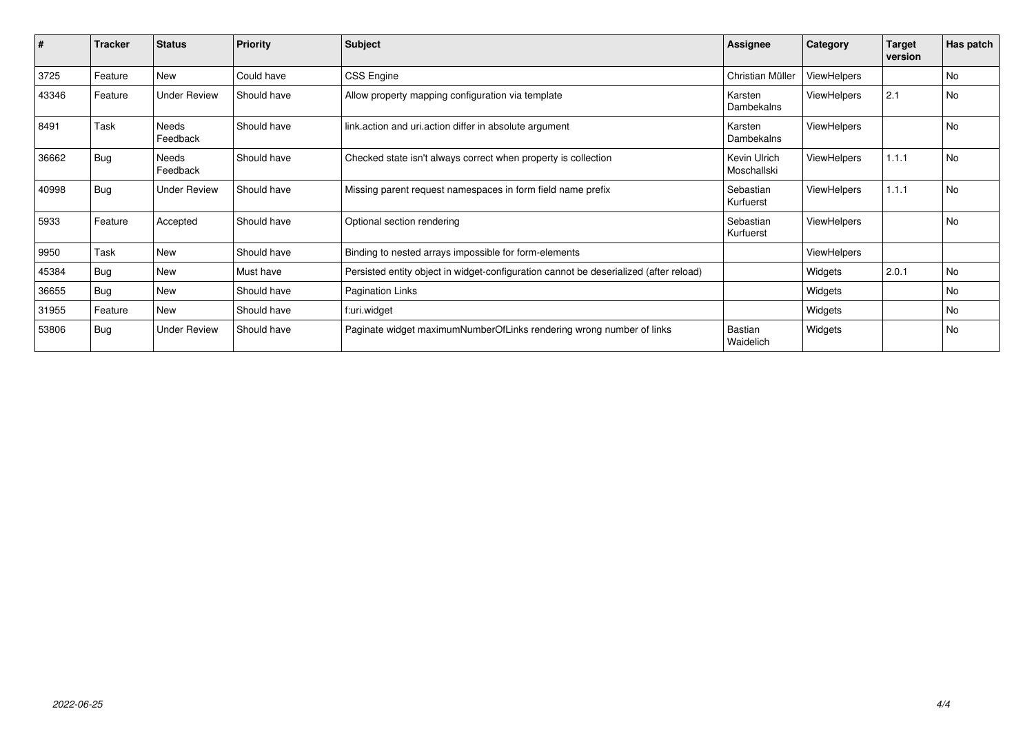| # | Tracker | Status | Priority | Subject | Assignee | Category | Target version | Has patch |
|---|---|---|---|---|---|---|---|---|
| 3725 | Feature | New | Could have | CSS Engine | Christian Müller | ViewHelpers | | No |
| 43346 | Feature | Under Review | Should have | Allow property mapping configuration via template | Karsten Dambekalns | ViewHelpers | 2.1 | No |
| 8491 | Task | Needs Feedback | Should have | link.action and uri.action differ in absolute argument | Karsten Dambekalns | ViewHelpers | | No |
| 36662 | Bug | Needs Feedback | Should have | Checked state isn't always correct when property is collection | Kevin Ulrich Moschallski | ViewHelpers | 1.1.1 | No |
| 40998 | Bug | Under Review | Should have | Missing parent request namespaces in form field name prefix | Sebastian Kurfuerst | ViewHelpers | 1.1.1 | No |
| 5933 | Feature | Accepted | Should have | Optional section rendering | Sebastian Kurfuerst | ViewHelpers | | No |
| 9950 | Task | New | Should have | Binding to nested arrays impossible for form-elements | | ViewHelpers | | |
| 45384 | Bug | New | Must have | Persisted entity object in widget-configuration cannot be deserialized (after reload) | | Widgets | 2.0.1 | No |
| 36655 | Bug | New | Should have | Pagination Links | | Widgets | | No |
| 31955 | Feature | New | Should have | f:uri.widget | | Widgets | | No |
| 53806 | Bug | Under Review | Should have | Paginate widget maximumNumberOfLinks rendering wrong number of links | Bastian Waidelich | Widgets | | No |